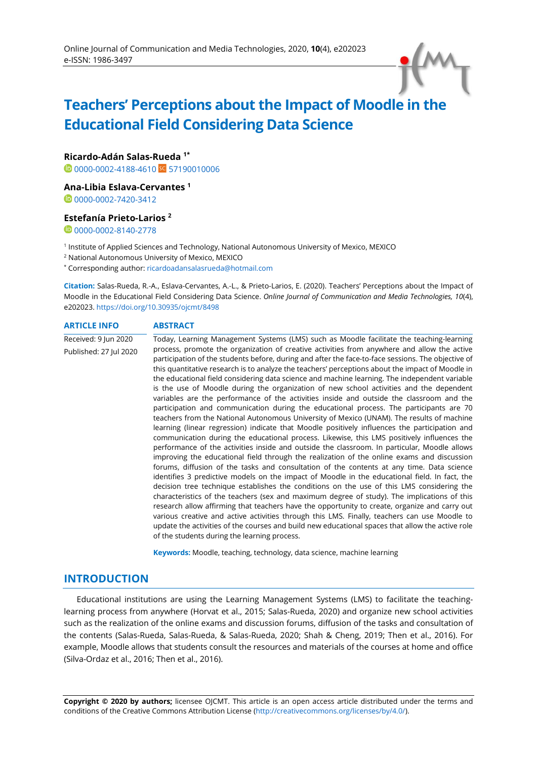# Teachers' Perceptions about the Impact of Moodle in the Educational Field Considering Data Science

**Ricardo-Adán Salas-Rueda** [1*]
0000-0002-4188-4610 57190010006

**Ana-Libia Eslava-Cervantes** [1]
0000-0002-7420-3412

**Estefanía Prieto-Larios** [2]
0000-0002-8140-2778

[1] Institute of Applied Sciences and Technology, National Autonomous University of Mexico, MEXICO

[2] National Autonomous University of Mexico, MEXICO

[*] Corresponding author: ricardoadansalasrueda@hotmail.com

**Citation:** Salas-Rueda, R.-A., Eslava-Cervantes, A.-L., & Prieto-Larios, E. (2020). Teachers' Perceptions about the Impact of Moodle in the Educational Field Considering Data Science. *Online Journal of Communication and Media Technologies, 10*(4), e202023. https://doi.org/10.30935/ojcmt/8498

## ARTICLE INFO

Received: 9 Jun 2020

Published: 27 Jul 2020

## ABSTRACT

Today, Learning Management Systems (LMS) such as Moodle facilitate the teaching-learning process, promote the organization of creative activities from anywhere and allow the active participation of the students before, during and after the face-to-face sessions. The objective of this quantitative research is to analyze the teachers' perceptions about the impact of Moodle in the educational field considering data science and machine learning. The independent variable is the use of Moodle during the organization of new school activities and the dependent variables are the performance of the activities inside and outside the classroom and the participation and communication during the educational process. The participants are 70 teachers from the National Autonomous University of Mexico (UNAM). The results of machine learning (linear regression) indicate that Moodle positively influences the participation and communication during the educational process. Likewise, this LMS positively influences the performance of the activities inside and outside the classroom. In particular, Moodle allows improving the educational field through the realization of the online exams and discussion forums, diffusion of the tasks and consultation of the contents at any time. Data science identifies 3 predictive models on the impact of Moodle in the educational field. In fact, the decision tree technique establishes the conditions on the use of this LMS considering the characteristics of the teachers (sex and maximum degree of study). The implications of this research allow affirming that teachers have the opportunity to create, organize and carry out various creative and active activities through this LMS. Finally, teachers can use Moodle to update the activities of the courses and build new educational spaces that allow the active role of the students during the learning process.

**Keywords:** Moodle, teaching, technology, data science, machine learning

## INTRODUCTION

Educational institutions are using the Learning Management Systems (LMS) to facilitate the teaching-learning process from anywhere (Horvat et al., 2015; Salas-Rueda, 2020) and organize new school activities such as the realization of the online exams and discussion forums, diffusion of the tasks and consultation of the contents (Salas-Rueda, Salas-Rueda, & Salas-Rueda, 2020; Shah & Cheng, 2019; Then et al., 2016). For example, Moodle allows that students consult the resources and materials of the courses at home and office (Silva-Ordaz et al., 2016; Then et al., 2016).

**Copyright © 2020 by authors;** licensee OJCMT. This article is an open access article distributed under the terms and conditions of the Creative Commons Attribution License (http://creativecommons.org/licenses/by/4.0/).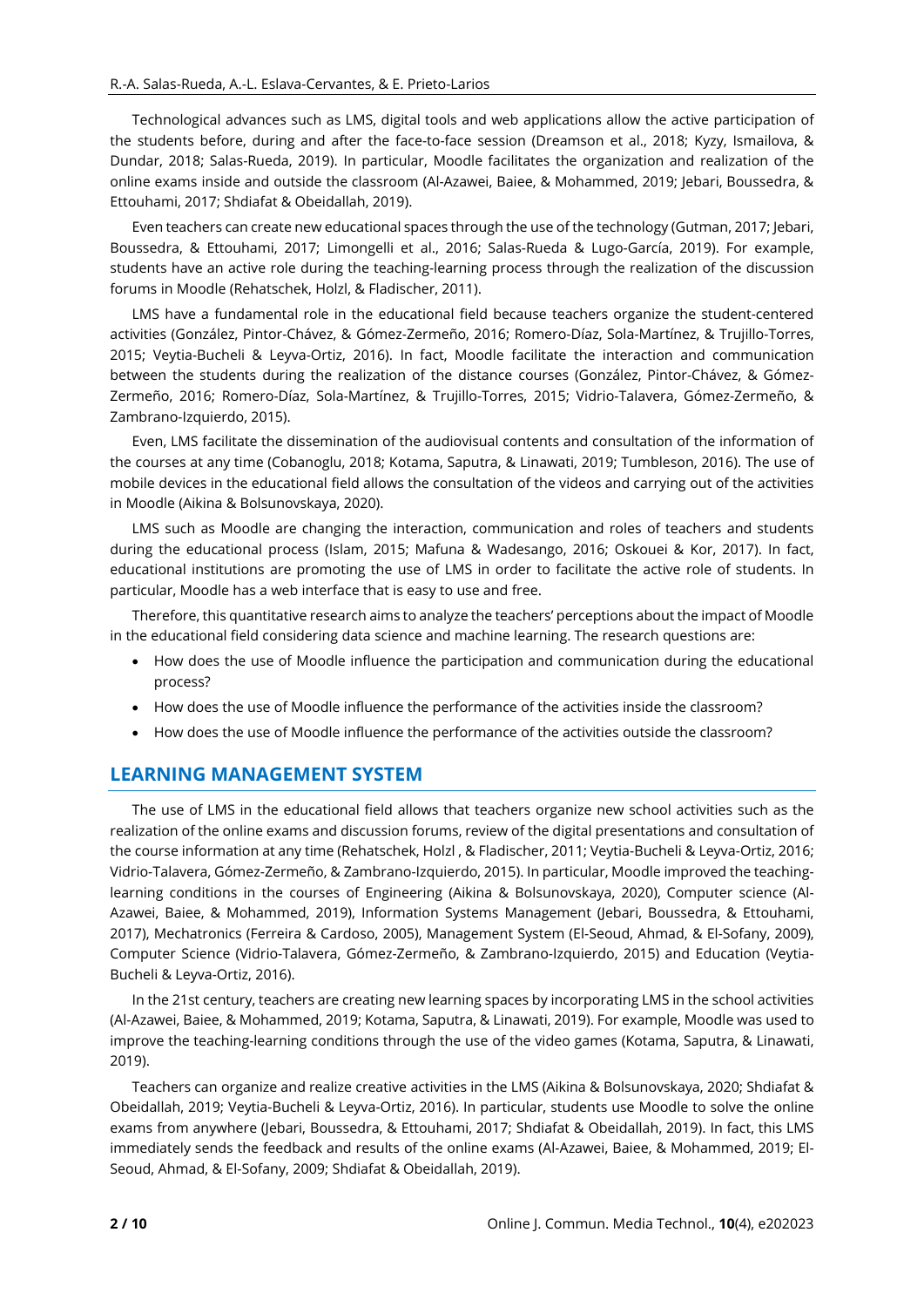Technological advances such as LMS, digital tools and web applications allow the active participation of the students before, during and after the face-to-face session (Dreamson et al., 2018; Kyzy, Ismailova, & Dundar, 2018; Salas-Rueda, 2019). In particular, Moodle facilitates the organization and realization of the online exams inside and outside the classroom (Al-Azawei, Baiee, & Mohammed, 2019; Jebari, Boussedra, & Ettouhami, 2017; Shdiafat & Obeidallah, 2019).

Even teachers can create new educational spaces through the use of the technology (Gutman, 2017; Jebari, Boussedra, & Ettouhami, 2017; Limongelli et al., 2016; Salas-Rueda & Lugo-García, 2019). For example, students have an active role during the teaching-learning process through the realization of the discussion forums in Moodle (Rehatschek, Holzl, & Fladischer, 2011).

LMS have a fundamental role in the educational field because teachers organize the student-centered activities (González, Pintor-Chávez, & Gómez-Zermeño, 2016; Romero-Díaz, Sola-Martínez, & Trujillo-Torres, 2015; Veytia-Bucheli & Leyva-Ortiz, 2016). In fact, Moodle facilitate the interaction and communication between the students during the realization of the distance courses (González, Pintor-Chávez, & Gómez-Zermeño, 2016; Romero-Díaz, Sola-Martínez, & Trujillo-Torres, 2015; Vidrio-Talavera, Gómez-Zermeño, & Zambrano-Izquierdo, 2015).

Even, LMS facilitate the dissemination of the audiovisual contents and consultation of the information of the courses at any time (Cobanoglu, 2018; Kotama, Saputra, & Linawati, 2019; Tumbleson, 2016). The use of mobile devices in the educational field allows the consultation of the videos and carrying out of the activities in Moodle (Aikina & Bolsunovskaya, 2020).

LMS such as Moodle are changing the interaction, communication and roles of teachers and students during the educational process (Islam, 2015; Mafuna & Wadesango, 2016; Oskouei & Kor, 2017). In fact, educational institutions are promoting the use of LMS in order to facilitate the active role of students. In particular, Moodle has a web interface that is easy to use and free.

Therefore, this quantitative research aims to analyze the teachers' perceptions about the impact of Moodle in the educational field considering data science and machine learning. The research questions are:

- How does the use of Moodle influence the participation and communication during the educational process?
- How does the use of Moodle influence the performance of the activities inside the classroom?
- How does the use of Moodle influence the performance of the activities outside the classroom?

## LEARNING MANAGEMENT SYSTEM

The use of LMS in the educational field allows that teachers organize new school activities such as the realization of the online exams and discussion forums, review of the digital presentations and consultation of the course information at any time (Rehatschek, Holzl , & Fladischer, 2011; Veytia-Bucheli & Leyva-Ortiz, 2016; Vidrio-Talavera, Gómez-Zermeño, & Zambrano-Izquierdo, 2015). In particular, Moodle improved the teaching-learning conditions in the courses of Engineering (Aikina & Bolsunovskaya, 2020), Computer science (Al-Azawei, Baiee, & Mohammed, 2019), Information Systems Management (Jebari, Boussedra, & Ettouhami, 2017), Mechatronics (Ferreira & Cardoso, 2005), Management System (El-Seoud, Ahmad, & El-Sofany, 2009), Computer Science (Vidrio-Talavera, Gómez-Zermeño, & Zambrano-Izquierdo, 2015) and Education (Veytia-Bucheli & Leyva-Ortiz, 2016).

In the 21st century, teachers are creating new learning spaces by incorporating LMS in the school activities (Al-Azawei, Baiee, & Mohammed, 2019; Kotama, Saputra, & Linawati, 2019). For example, Moodle was used to improve the teaching-learning conditions through the use of the video games (Kotama, Saputra, & Linawati, 2019).

Teachers can organize and realize creative activities in the LMS (Aikina & Bolsunovskaya, 2020; Shdiafat & Obeidallah, 2019; Veytia-Bucheli & Leyva-Ortiz, 2016). In particular, students use Moodle to solve the online exams from anywhere (Jebari, Boussedra, & Ettouhami, 2017; Shdiafat & Obeidallah, 2019). In fact, this LMS immediately sends the feedback and results of the online exams (Al-Azawei, Baiee, & Mohammed, 2019; El-Seoud, Ahmad, & El-Sofany, 2009; Shdiafat & Obeidallah, 2019).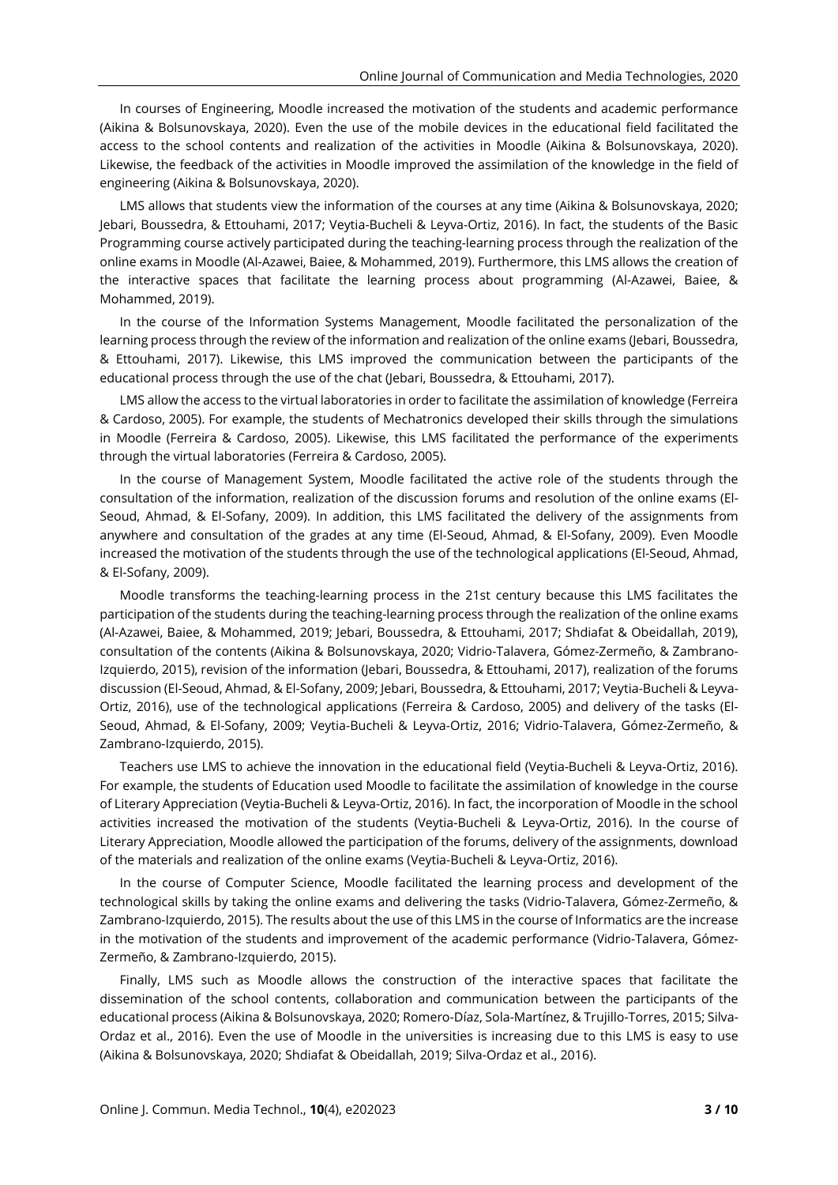In courses of Engineering, Moodle increased the motivation of the students and academic performance (Aikina & Bolsunovskaya, 2020). Even the use of the mobile devices in the educational field facilitated the access to the school contents and realization of the activities in Moodle (Aikina & Bolsunovskaya, 2020). Likewise, the feedback of the activities in Moodle improved the assimilation of the knowledge in the field of engineering (Aikina & Bolsunovskaya, 2020).

LMS allows that students view the information of the courses at any time (Aikina & Bolsunovskaya, 2020; Jebari, Boussedra, & Ettouhami, 2017; Veytia-Bucheli & Leyva-Ortiz, 2016). In fact, the students of the Basic Programming course actively participated during the teaching-learning process through the realization of the online exams in Moodle (Al-Azawei, Baiee, & Mohammed, 2019). Furthermore, this LMS allows the creation of the interactive spaces that facilitate the learning process about programming (Al-Azawei, Baiee, & Mohammed, 2019).

In the course of the Information Systems Management, Moodle facilitated the personalization of the learning process through the review of the information and realization of the online exams (Jebari, Boussedra, & Ettouhami, 2017). Likewise, this LMS improved the communication between the participants of the educational process through the use of the chat (Jebari, Boussedra, & Ettouhami, 2017).

LMS allow the access to the virtual laboratories in order to facilitate the assimilation of knowledge (Ferreira & Cardoso, 2005). For example, the students of Mechatronics developed their skills through the simulations in Moodle (Ferreira & Cardoso, 2005). Likewise, this LMS facilitated the performance of the experiments through the virtual laboratories (Ferreira & Cardoso, 2005).

In the course of Management System, Moodle facilitated the active role of the students through the consultation of the information, realization of the discussion forums and resolution of the online exams (El-Seoud, Ahmad, & El-Sofany, 2009). In addition, this LMS facilitated the delivery of the assignments from anywhere and consultation of the grades at any time (El-Seoud, Ahmad, & El-Sofany, 2009). Even Moodle increased the motivation of the students through the use of the technological applications (El-Seoud, Ahmad, & El-Sofany, 2009).

Moodle transforms the teaching-learning process in the 21st century because this LMS facilitates the participation of the students during the teaching-learning process through the realization of the online exams (Al-Azawei, Baiee, & Mohammed, 2019; Jebari, Boussedra, & Ettouhami, 2017; Shdiafat & Obeidallah, 2019), consultation of the contents (Aikina & Bolsunovskaya, 2020; Vidrio-Talavera, Gómez-Zermeño, & Zambrano-Izquierdo, 2015), revision of the information (Jebari, Boussedra, & Ettouhami, 2017), realization of the forums discussion (El-Seoud, Ahmad, & El-Sofany, 2009; Jebari, Boussedra, & Ettouhami, 2017; Veytia-Bucheli & Leyva-Ortiz, 2016), use of the technological applications (Ferreira & Cardoso, 2005) and delivery of the tasks (El-Seoud, Ahmad, & El-Sofany, 2009; Veytia-Bucheli & Leyva-Ortiz, 2016; Vidrio-Talavera, Gómez-Zermeño, & Zambrano-Izquierdo, 2015).

Teachers use LMS to achieve the innovation in the educational field (Veytia-Bucheli & Leyva-Ortiz, 2016). For example, the students of Education used Moodle to facilitate the assimilation of knowledge in the course of Literary Appreciation (Veytia-Bucheli & Leyva-Ortiz, 2016). In fact, the incorporation of Moodle in the school activities increased the motivation of the students (Veytia-Bucheli & Leyva-Ortiz, 2016). In the course of Literary Appreciation, Moodle allowed the participation of the forums, delivery of the assignments, download of the materials and realization of the online exams (Veytia-Bucheli & Leyva-Ortiz, 2016).

In the course of Computer Science, Moodle facilitated the learning process and development of the technological skills by taking the online exams and delivering the tasks (Vidrio-Talavera, Gómez-Zermeño, & Zambrano-Izquierdo, 2015). The results about the use of this LMS in the course of Informatics are the increase in the motivation of the students and improvement of the academic performance (Vidrio-Talavera, Gómez-Zermeño, & Zambrano-Izquierdo, 2015).

Finally, LMS such as Moodle allows the construction of the interactive spaces that facilitate the dissemination of the school contents, collaboration and communication between the participants of the educational process (Aikina & Bolsunovskaya, 2020; Romero-Díaz, Sola-Martínez, & Trujillo-Torres, 2015; Silva-Ordaz et al., 2016). Even the use of Moodle in the universities is increasing due to this LMS is easy to use (Aikina & Bolsunovskaya, 2020; Shdiafat & Obeidallah, 2019; Silva-Ordaz et al., 2016).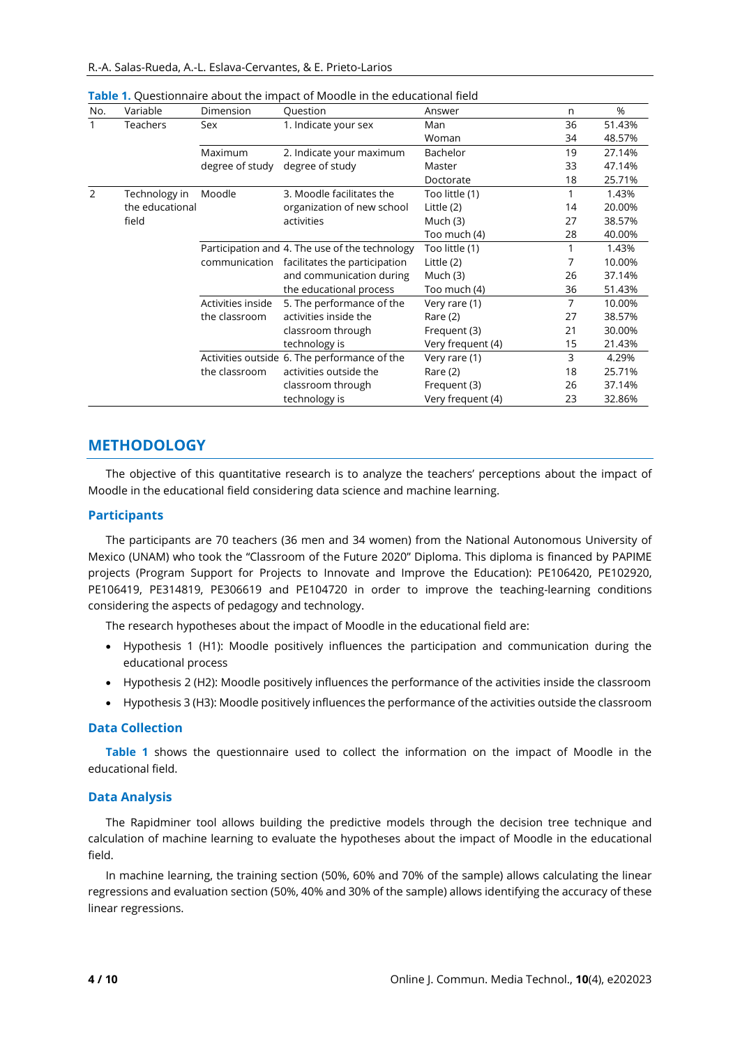**Table 1.** Questionnaire about the impact of Moodle in the educational field

| No. | Variable | Dimension | Question | Answer | n | % |
|---|---|---|---|---|---|---|
| 1 | Teachers | Sex | 1. Indicate your sex | Man | 36 | 51.43% |
| | | | | Woman | 34 | 48.57% |
| | | Maximum degree of study | 2. Indicate your maximum degree of study | Bachelor | 19 | 27.14% |
| | | | | Master | 33 | 47.14% |
| | | | | Doctorate | 18 | 25.71% |
| 2 | Technology in the educational field | Moodle | 3. Moodle facilitates the organization of new school activities | Too little (1) | 1 | 1.43% |
| | | | | Little (2) | 14 | 20.00% |
| | | | | Much (3) | 27 | 38.57% |
| | | | | Too much (4) | 28 | 40.00% |
| | | Participation and communication | 4. The use of the technology facilitates the participation and communication during the educational process | Too little (1) | 1 | 1.43% |
| | | | | Little (2) | 7 | 10.00% |
| | | | | Much (3) | 26 | 37.14% |
| | | | | Too much (4) | 36 | 51.43% |
| | | Activities inside the classroom | 5. The performance of the activities inside the classroom through technology is | Very rare (1) | 7 | 10.00% |
| | | | | Rare (2) | 27 | 38.57% |
| | | | | Frequent (3) | 21 | 30.00% |
| | | | | Very frequent (4) | 15 | 21.43% |
| | | Activities outside the classroom | 6. The performance of the activities outside the classroom through technology is | Very rare (1) | 3 | 4.29% |
| | | | | Rare (2) | 18 | 25.71% |
| | | | | Frequent (3) | 26 | 37.14% |
| | | | | Very frequent (4) | 23 | 32.86% |

## METHODOLOGY

The objective of this quantitative research is to analyze the teachers' perceptions about the impact of Moodle in the educational field considering data science and machine learning.

### Participants

The participants are 70 teachers (36 men and 34 women) from the National Autonomous University of Mexico (UNAM) who took the "Classroom of the Future 2020" Diploma. This diploma is financed by PAPIME projects (Program Support for Projects to Innovate and Improve the Education): PE106420, PE102920, PE106419, PE314819, PE306619 and PE104720 in order to improve the teaching-learning conditions considering the aspects of pedagogy and technology.

The research hypotheses about the impact of Moodle in the educational field are:

- Hypothesis 1 (H1): Moodle positively influences the participation and communication during the educational process
- Hypothesis 2 (H2): Moodle positively influences the performance of the activities inside the classroom
- Hypothesis 3 (H3): Moodle positively influences the performance of the activities outside the classroom

### Data Collection

**Table 1** shows the questionnaire used to collect the information on the impact of Moodle in the educational field.

### Data Analysis

The Rapidminer tool allows building the predictive models through the decision tree technique and calculation of machine learning to evaluate the hypotheses about the impact of Moodle in the educational field.

In machine learning, the training section (50%, 60% and 70% of the sample) allows calculating the linear regressions and evaluation section (50%, 40% and 30% of the sample) allows identifying the accuracy of these linear regressions.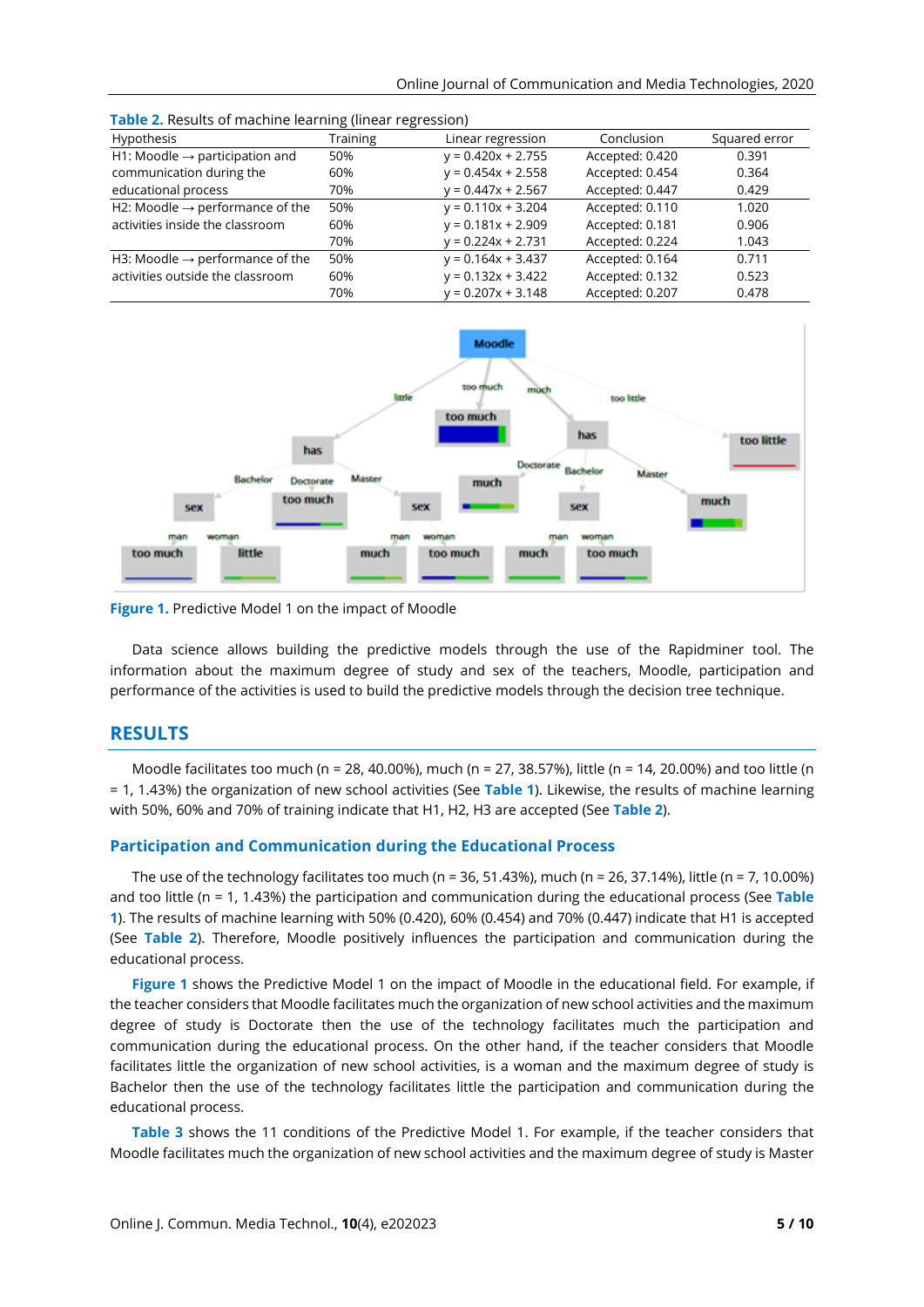**Table 2.** Results of machine learning (linear regression)

| Hypothesis | Training | Linear regression | Conclusion | Squared error |
|---|---|---|---|---|
| H1: Moodle → participation and communication during the educational process | 50% | y = 0.420x + 2.755 | Accepted: 0.420 | 0.391 |
| | 60% | y = 0.454x + 2.558 | Accepted: 0.454 | 0.364 |
| | 70% | y = 0.447x + 2.567 | Accepted: 0.447 | 0.429 |
| H2: Moodle → performance of the activities inside the classroom | 50% | y = 0.110x + 3.204 | Accepted: 0.110 | 1.020 |
| | 60% | y = 0.181x + 2.909 | Accepted: 0.181 | 0.906 |
| | 70% | y = 0.224x + 2.731 | Accepted: 0.224 | 1.043 |
| H3: Moodle → performance of the activities outside the classroom | 50% | y = 0.164x + 3.437 | Accepted: 0.164 | 0.711 |
| | 60% | y = 0.132x + 3.422 | Accepted: 0.132 | 0.523 |
| | 70% | y = 0.207x + 3.148 | Accepted: 0.207 | 0.478 |

**Figure 1.** Predictive Model 1 on the impact of Moodle

Data science allows building the predictive models through the use of the Rapidminer tool. The information about the maximum degree of study and sex of the teachers, Moodle, participation and performance of the activities is used to build the predictive models through the decision tree technique.

## RESULTS

Moodle facilitates too much (n = 28, 40.00%), much (n = 27, 38.57%), little (n = 14, 20.00%) and too little (n = 1, 1.43%) the organization of new school activities (See **Table 1**). Likewise, the results of machine learning with 50%, 60% and 70% of training indicate that H1, H2, H3 are accepted (See **Table 2**).

### Participation and Communication during the Educational Process

The use of the technology facilitates too much (n = 36, 51.43%), much (n = 26, 37.14%), little (n = 7, 10.00%) and too little (n = 1, 1.43%) the participation and communication during the educational process (See **Table 1**). The results of machine learning with 50% (0.420), 60% (0.454) and 70% (0.447) indicate that H1 is accepted (See **Table 2**). Therefore, Moodle positively influences the participation and communication during the educational process.

**Figure 1** shows the Predictive Model 1 on the impact of Moodle in the educational field. For example, if the teacher considers that Moodle facilitates much the organization of new school activities and the maximum degree of study is Doctorate then the use of the technology facilitates much the participation and communication during the educational process. On the other hand, if the teacher considers that Moodle facilitates little the organization of new school activities, is a woman and the maximum degree of study is Bachelor then the use of the technology facilitates little the participation and communication during the educational process.

**Table 3** shows the 11 conditions of the Predictive Model 1. For example, if the teacher considers that Moodle facilitates much the organization of new school activities and the maximum degree of study is Master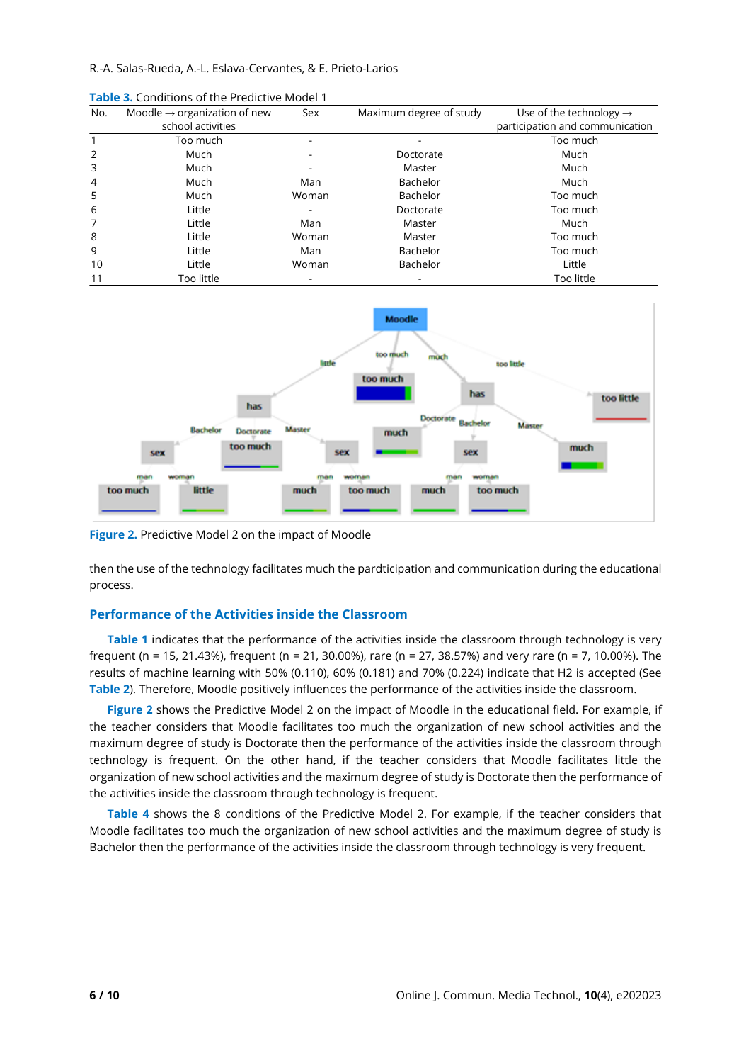**Table 3.** Conditions of the Predictive Model 1

| No. | Moodle → organization of new school activities | Sex | Maximum degree of study | Use of the technology → participation and communication |
|---|---|---|---|---|
| 1 | Too much | - | - | Too much |
| 2 | Much | - | Doctorate | Much |
| 3 | Much | - | Master | Much |
| 4 | Much | Man | Bachelor | Much |
| 5 | Much | Woman | Bachelor | Too much |
| 6 | Little | - | Doctorate | Too much |
| 7 | Little | Man | Master | Much |
| 8 | Little | Woman | Master | Too much |
| 9 | Little | Man | Bachelor | Too much |
| 10 | Little | Woman | Bachelor | Little |
| 11 | Too little | - | - | Too little |

**Figure 2.** Predictive Model 2 on the impact of Moodle

then the use of the technology facilitates much the pardticipation and communication during the educational process.

## Performance of the Activities inside the Classroom

**Table 1** indicates that the performance of the activities inside the classroom through technology is very frequent (n = 15, 21.43%), frequent (n = 21, 30.00%), rare (n = 27, 38.57%) and very rare (n = 7, 10.00%). The results of machine learning with 50% (0.110), 60% (0.181) and 70% (0.224) indicate that H2 is accepted (See **Table 2**). Therefore, Moodle positively influences the performance of the activities inside the classroom.

**Figure 2** shows the Predictive Model 2 on the impact of Moodle in the educational field. For example, if the teacher considers that Moodle facilitates too much the organization of new school activities and the maximum degree of study is Doctorate then the performance of the activities inside the classroom through technology is frequent. On the other hand, if the teacher considers that Moodle facilitates little the organization of new school activities and the maximum degree of study is Doctorate then the performance of the activities inside the classroom through technology is frequent.

**Table 4** shows the 8 conditions of the Predictive Model 2. For example, if the teacher considers that Moodle facilitates too much the organization of new school activities and the maximum degree of study is Bachelor then the performance of the activities inside the classroom through technology is very frequent.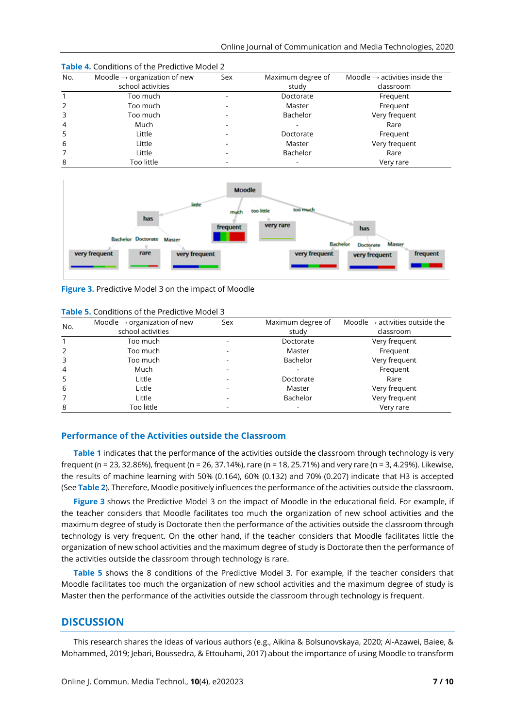**Table 4.** Conditions of the Predictive Model 2

| No. | Moodle → organization of new school activities | Sex | Maximum degree of study | Moodle → activities inside the classroom |
|---|---|---|---|---|
| 1 | Too much | - | Doctorate | Frequent |
| 2 | Too much | - | Master | Frequent |
| 3 | Too much | - | Bachelor | Very frequent |
| 4 | Much | - | - | Rare |
| 5 | Little | - | Doctorate | Frequent |
| 6 | Little | - | Master | Very frequent |
| 7 | Little | - | Bachelor | Rare |
| 8 | Too little | - | - | Very rare |

**Figure 3.** Predictive Model 3 on the impact of Moodle

**Table 5.** Conditions of the Predictive Model 3

| No. | Moodle → organization of new school activities | Sex | Maximum degree of study | Moodle → activities outside the classroom |
|---|---|---|---|---|
| 1 | Too much | - | Doctorate | Very frequent |
| 2 | Too much | - | Master | Frequent |
| 3 | Too much | - | Bachelor | Very frequent |
| 4 | Much | - | - | Frequent |
| 5 | Little | - | Doctorate | Rare |
| 6 | Little | - | Master | Very frequent |
| 7 | Little | - | Bachelor | Very frequent |
| 8 | Too little | - | - | Very rare |

### Performance of the Activities outside the Classroom

**Table 1** indicates that the performance of the activities outside the classroom through technology is very frequent (n = 23, 32.86%), frequent (n = 26, 37.14%), rare (n = 18, 25.71%) and very rare (n = 3, 4.29%). Likewise, the results of machine learning with 50% (0.164), 60% (0.132) and 70% (0.207) indicate that H3 is accepted (See **Table 2**). Therefore, Moodle positively influences the performance of the activities outside the classroom.

**Figure 3** shows the Predictive Model 3 on the impact of Moodle in the educational field. For example, if the teacher considers that Moodle facilitates too much the organization of new school activities and the maximum degree of study is Doctorate then the performance of the activities outside the classroom through technology is very frequent. On the other hand, if the teacher considers that Moodle facilitates little the organization of new school activities and the maximum degree of study is Doctorate then the performance of the activities outside the classroom through technology is rare.

**Table 5** shows the 8 conditions of the Predictive Model 3. For example, if the teacher considers that Moodle facilitates too much the organization of new school activities and the maximum degree of study is Master then the performance of the activities outside the classroom through technology is frequent.

## DISCUSSION

This research shares the ideas of various authors (e.g., Aikina & Bolsunovskaya, 2020; Al-Azawei, Baiee, & Mohammed, 2019; Jebari, Boussedra, & Ettouhami, 2017) about the importance of using Moodle to transform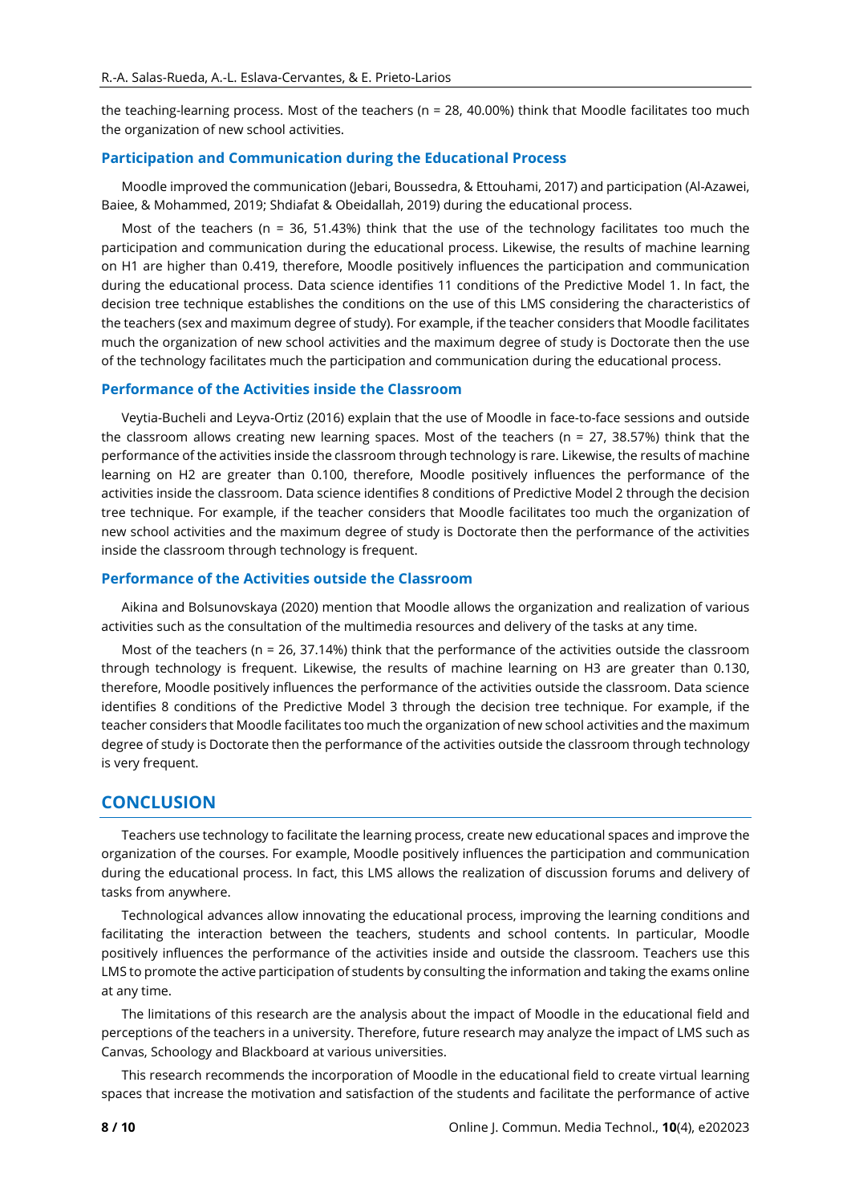the teaching-learning process. Most of the teachers (n = 28, 40.00%) think that Moodle facilitates too much the organization of new school activities.

### Participation and Communication during the Educational Process

Moodle improved the communication (Jebari, Boussedra, & Ettouhami, 2017) and participation (Al-Azawei, Baiee, & Mohammed, 2019; Shdiafat & Obeidallah, 2019) during the educational process.

Most of the teachers (n = 36, 51.43%) think that the use of the technology facilitates too much the participation and communication during the educational process. Likewise, the results of machine learning on H1 are higher than 0.419, therefore, Moodle positively influences the participation and communication during the educational process. Data science identifies 11 conditions of the Predictive Model 1. In fact, the decision tree technique establishes the conditions on the use of this LMS considering the characteristics of the teachers (sex and maximum degree of study). For example, if the teacher considers that Moodle facilitates much the organization of new school activities and the maximum degree of study is Doctorate then the use of the technology facilitates much the participation and communication during the educational process.

### Performance of the Activities inside the Classroom

Veytia-Bucheli and Leyva-Ortiz (2016) explain that the use of Moodle in face-to-face sessions and outside the classroom allows creating new learning spaces. Most of the teachers (n = 27, 38.57%) think that the performance of the activities inside the classroom through technology is rare. Likewise, the results of machine learning on H2 are greater than 0.100, therefore, Moodle positively influences the performance of the activities inside the classroom. Data science identifies 8 conditions of Predictive Model 2 through the decision tree technique. For example, if the teacher considers that Moodle facilitates too much the organization of new school activities and the maximum degree of study is Doctorate then the performance of the activities inside the classroom through technology is frequent.

### Performance of the Activities outside the Classroom

Aikina and Bolsunovskaya (2020) mention that Moodle allows the organization and realization of various activities such as the consultation of the multimedia resources and delivery of the tasks at any time.

Most of the teachers (n = 26, 37.14%) think that the performance of the activities outside the classroom through technology is frequent. Likewise, the results of machine learning on H3 are greater than 0.130, therefore, Moodle positively influences the performance of the activities outside the classroom. Data science identifies 8 conditions of the Predictive Model 3 through the decision tree technique. For example, if the teacher considers that Moodle facilitates too much the organization of new school activities and the maximum degree of study is Doctorate then the performance of the activities outside the classroom through technology is very frequent.

## CONCLUSION

Teachers use technology to facilitate the learning process, create new educational spaces and improve the organization of the courses. For example, Moodle positively influences the participation and communication during the educational process. In fact, this LMS allows the realization of discussion forums and delivery of tasks from anywhere.

Technological advances allow innovating the educational process, improving the learning conditions and facilitating the interaction between the teachers, students and school contents. In particular, Moodle positively influences the performance of the activities inside and outside the classroom. Teachers use this LMS to promote the active participation of students by consulting the information and taking the exams online at any time.

The limitations of this research are the analysis about the impact of Moodle in the educational field and perceptions of the teachers in a university. Therefore, future research may analyze the impact of LMS such as Canvas, Schoology and Blackboard at various universities.

This research recommends the incorporation of Moodle in the educational field to create virtual learning spaces that increase the motivation and satisfaction of the students and facilitate the performance of active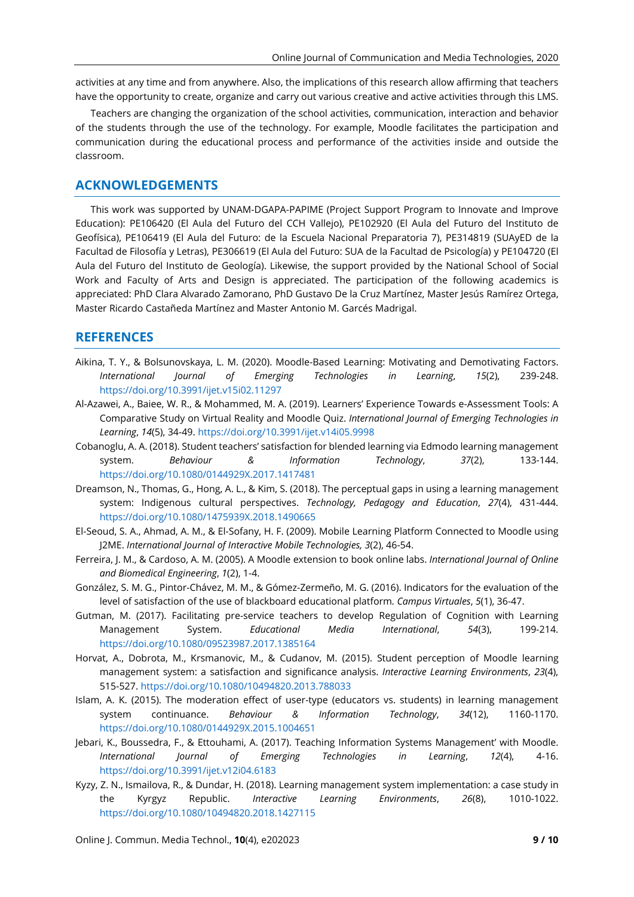activities at any time and from anywhere. Also, the implications of this research allow affirming that teachers have the opportunity to create, organize and carry out various creative and active activities through this LMS.

Teachers are changing the organization of the school activities, communication, interaction and behavior of the students through the use of the technology. For example, Moodle facilitates the participation and communication during the educational process and performance of the activities inside and outside the classroom.

## ACKNOWLEDGEMENTS

This work was supported by UNAM-DGAPA-PAPIME (Project Support Program to Innovate and Improve Education): PE106420 (El Aula del Futuro del CCH Vallejo), PE102920 (El Aula del Futuro del Instituto de Geofísica), PE106419 (El Aula del Futuro: de la Escuela Nacional Preparatoria 7), PE314819 (SUAyED de la Facultad de Filosofía y Letras), PE306619 (El Aula del Futuro: SUA de la Facultad de Psicología) y PE104720 (El Aula del Futuro del Instituto de Geología). Likewise, the support provided by the National School of Social Work and Faculty of Arts and Design is appreciated. The participation of the following academics is appreciated: PhD Clara Alvarado Zamorano, PhD Gustavo De la Cruz Martínez, Master Jesús Ramírez Ortega, Master Ricardo Castañeda Martínez and Master Antonio M. Garcés Madrigal.

## REFERENCES

Aikina, T. Y., & Bolsunovskaya, L. M. (2020). Moodle-Based Learning: Motivating and Demotivating Factors. *International Journal of Emerging Technologies in Learning*, *15*(2), 239-248. https://doi.org/10.3991/ijet.v15i02.11297

Al-Azawei, A., Baiee, W. R., & Mohammed, M. A. (2019). Learners' Experience Towards e-Assessment Tools: A Comparative Study on Virtual Reality and Moodle Quiz. *International Journal of Emerging Technologies in Learning*, *14*(5), 34-49. https://doi.org/10.3991/ijet.v14i05.9998

Cobanoglu, A. A. (2018). Student teachers' satisfaction for blended learning via Edmodo learning management system. *Behaviour & Information Technology*, *37*(2), 133-144. https://doi.org/10.1080/0144929X.2017.1417481

Dreamson, N., Thomas, G., Hong, A. L., & Kim, S. (2018). The perceptual gaps in using a learning management system: Indigenous cultural perspectives. *Technology, Pedagogy and Education*, *27*(4), 431-444. https://doi.org/10.1080/1475939X.2018.1490665

El-Seoud, S. A., Ahmad, A. M., & El-Sofany, H. F. (2009). Mobile Learning Platform Connected to Moodle using J2ME. *International Journal of Interactive Mobile Technologies, 3*(2), 46-54.

Ferreira, J. M., & Cardoso, A. M. (2005). A Moodle extension to book online labs. *International Journal of Online and Biomedical Engineering*, *1*(2), 1-4.

González, S. M. G., Pintor-Chávez, M. M., & Gómez-Zermeño, M. G. (2016). Indicators for the evaluation of the level of satisfaction of the use of blackboard educational platform. *Campus Virtuales*, *5*(1), 36-47.

Gutman, M. (2017). Facilitating pre-service teachers to develop Regulation of Cognition with Learning Management System. *Educational Media International*, *54*(3), 199-214. https://doi.org/10.1080/09523987.2017.1385164

Horvat, A., Dobrota, M., Krsmanovic, M., & Cudanov, M. (2015). Student perception of Moodle learning management system: a satisfaction and significance analysis. *Interactive Learning Environments*, *23*(4), 515-527. https://doi.org/10.1080/10494820.2013.788033

Islam, A. K. (2015). The moderation effect of user-type (educators vs. students) in learning management system continuance. *Behaviour & Information Technology*, *34*(12), 1160-1170. https://doi.org/10.1080/0144929X.2015.1004651

Jebari, K., Boussedra, F., & Ettouhami, A. (2017). Teaching Information Systems Management' with Moodle. *International Journal of Emerging Technologies in Learning*, *12*(4), 4-16. https://doi.org/10.3991/ijet.v12i04.6183

Kyzy, Z. N., Ismailova, R., & Dundar, H. (2018). Learning management system implementation: a case study in the Kyrgyz Republic. *Interactive Learning Environments*, *26*(8), 1010-1022. https://doi.org/10.1080/10494820.2018.1427115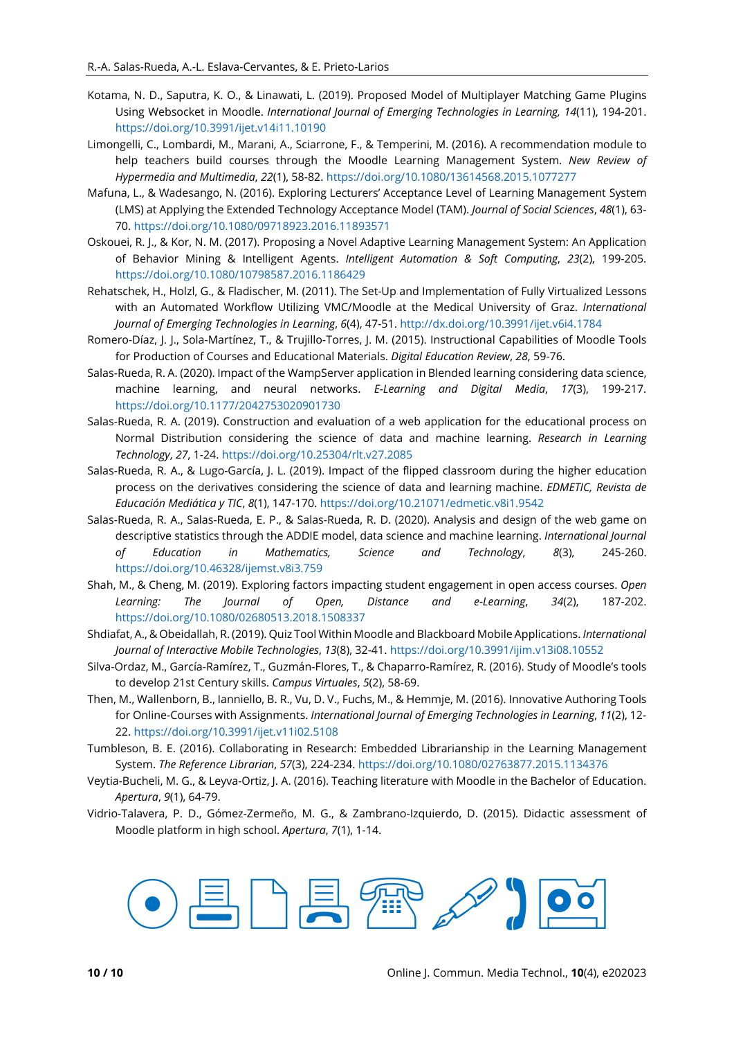Kotama, N. D., Saputra, K. O., & Linawati, L. (2019). Proposed Model of Multiplayer Matching Game Plugins Using Websocket in Moodle. *International Journal of Emerging Technologies in Learning, 14*(11), 194-201. https://doi.org/10.3991/ijet.v14i11.10190

Limongelli, C., Lombardi, M., Marani, A., Sciarrone, F., & Temperini, M. (2016). A recommendation module to help teachers build courses through the Moodle Learning Management System. *New Review of Hypermedia and Multimedia*, *22*(1), 58-82. https://doi.org/10.1080/13614568.2015.1077277

Mafuna, L., & Wadesango, N. (2016). Exploring Lecturers' Acceptance Level of Learning Management System (LMS) at Applying the Extended Technology Acceptance Model (TAM). *Journal of Social Sciences*, *48*(1), 63-70. https://doi.org/10.1080/09718923.2016.11893571

Oskouei, R. J., & Kor, N. M. (2017). Proposing a Novel Adaptive Learning Management System: An Application of Behavior Mining & Intelligent Agents. *Intelligent Automation & Soft Computing*, *23*(2), 199-205. https://doi.org/10.1080/10798587.2016.1186428

Rehatschek, H., Holzl, G., & Fladischer, M. (2011). The Set-Up and Implementation of Fully Virtualized Lessons with an Automated Workflow Utilizing VMC/Moodle at the Medical University of Graz. *International Journal of Emerging Technologies in Learning*, *6*(4), 47-51. http://dx.doi.org/10.3991/ijet.v6i4.1784

Romero-Díaz, J. J., Sola-Martínez, T., & Trujillo-Torres, J. M. (2015). Instructional Capabilities of Moodle Tools for Production of Courses and Educational Materials. *Digital Education Review*, *28*, 59-76.

Salas-Rueda, R. A. (2020). Impact of the WampServer application in Blended learning considering data science, machine learning, and neural networks. *E-Learning and Digital Media*, *17*(3), 199-217. https://doi.org/10.1177/2042753020901730

Salas-Rueda, R. A. (2019). Construction and evaluation of a web application for the educational process on Normal Distribution considering the science of data and machine learning. *Research in Learning Technology*, *27*, 1-24. https://doi.org/10.25304/rlt.v27.2085

Salas-Rueda, R. A., & Lugo-García, J. L. (2019). Impact of the flipped classroom during the higher education process on the derivatives considering the science of data and learning machine. *EDMETIC, Revista de Educación Mediática y TIC*, *8*(1), 147-170. https://doi.org/10.21071/edmetic.v8i1.9542

Salas-Rueda, R. A., Salas-Rueda, E. P., & Salas-Rueda, R. D. (2020). Analysis and design of the web game on descriptive statistics through the ADDIE model, data science and machine learning. *International Journal of Education in Mathematics, Science and Technology*, *8*(3), 245-260. https://doi.org/10.46328/ijemst.v8i3.759

Shah, M., & Cheng, M. (2019). Exploring factors impacting student engagement in open access courses. *Open Learning: The Journal of Open, Distance and e-Learning*, *34*(2), 187-202. https://doi.org/10.1080/02680513.2018.1508337

Shdiafat, A., & Obeidallah, R. (2019). Quiz Tool Within Moodle and Blackboard Mobile Applications. *International Journal of Interactive Mobile Technologies*, *13*(8), 32-41. https://doi.org/10.3991/ijim.v13i08.10552

Silva-Ordaz, M., García-Ramírez, T., Guzmán-Flores, T., & Chaparro-Ramírez, R. (2016). Study of Moodle's tools to develop 21st Century skills. *Campus Virtuales*, *5*(2), 58-69.

Then, M., Wallenborn, B., Ianniello, B. R., Vu, D. V., Fuchs, M., & Hemmje, M. (2016). Innovative Authoring Tools for Online-Courses with Assignments. *International Journal of Emerging Technologies in Learning*, *11*(2), 12-22. https://doi.org/10.3991/ijet.v11i02.5108

Tumbleson, B. E. (2016). Collaborating in Research: Embedded Librarianship in the Learning Management System. *The Reference Librarian*, *57*(3), 224-234. https://doi.org/10.1080/02763877.2015.1134376

Veytia-Bucheli, M. G., & Leyva-Ortiz, J. A. (2016). Teaching literature with Moodle in the Bachelor of Education. *Apertura*, *9*(1), 64-79.

Vidrio-Talavera, P. D., Gómez-Zermeño, M. G., & Zambrano-Izquierdo, D. (2015). Didactic assessment of Moodle platform in high school. *Apertura*, *7*(1), 1-14.